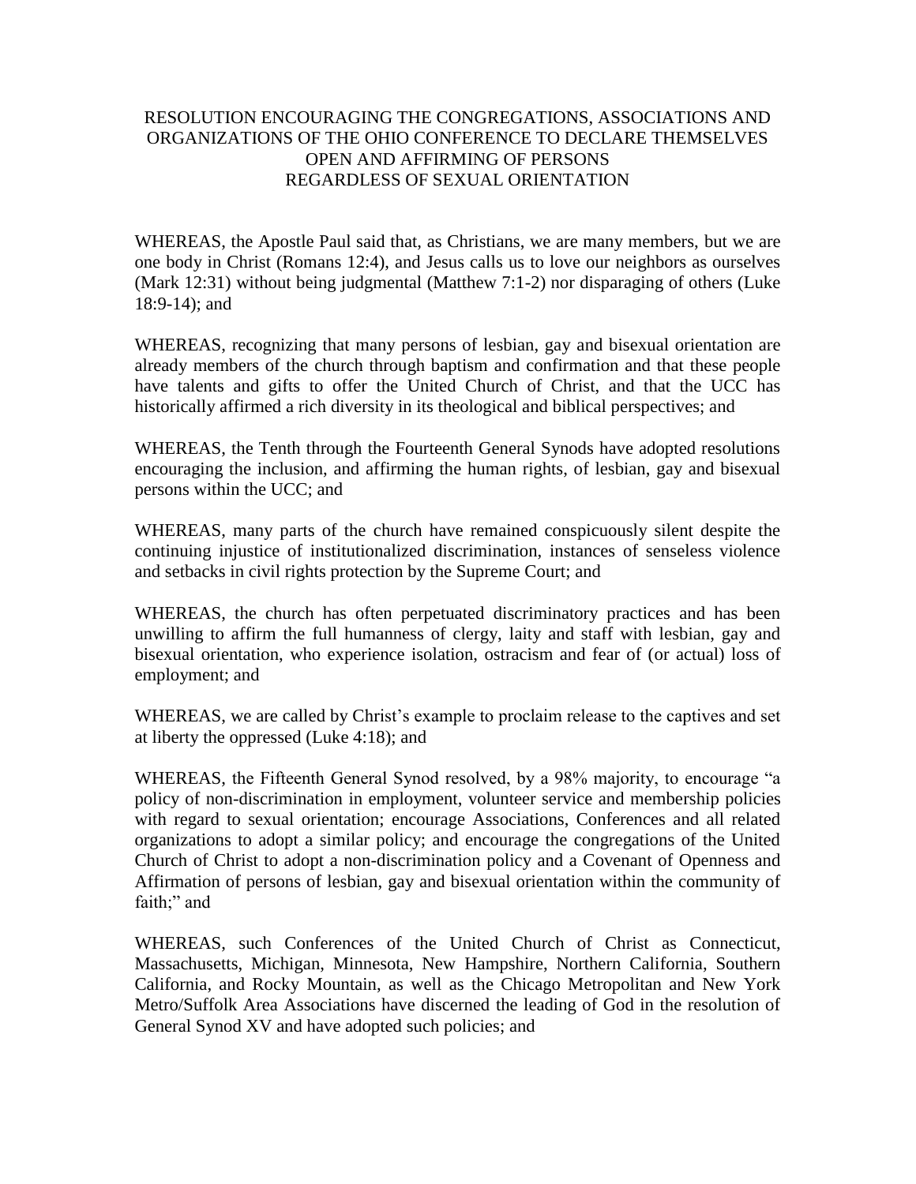# RESOLUTION ENCOURAGING THE CONGREGATIONS, ASSOCIATIONS AND ORGANIZATIONS OF THE OHIO CONFERENCE TO DECLARE THEMSELVES OPEN AND AFFIRMING OF PERSONS REGARDLESS OF SEXUAL ORIENTATION

WHEREAS, the Apostle Paul said that, as Christians, we are many members, but we are one body in Christ (Romans 12:4), and Jesus calls us to love our neighbors as ourselves (Mark 12:31) without being judgmental (Matthew 7:1-2) nor disparaging of others (Luke 18:9-14); and

WHEREAS, recognizing that many persons of lesbian, gay and bisexual orientation are already members of the church through baptism and confirmation and that these people have talents and gifts to offer the United Church of Christ, and that the UCC has historically affirmed a rich diversity in its theological and biblical perspectives; and

WHEREAS, the Tenth through the Fourteenth General Synods have adopted resolutions encouraging the inclusion, and affirming the human rights, of lesbian, gay and bisexual persons within the UCC; and

WHEREAS, many parts of the church have remained conspicuously silent despite the continuing injustice of institutionalized discrimination, instances of senseless violence and setbacks in civil rights protection by the Supreme Court; and

WHEREAS, the church has often perpetuated discriminatory practices and has been unwilling to affirm the full humanness of clergy, laity and staff with lesbian, gay and bisexual orientation, who experience isolation, ostracism and fear of (or actual) loss of employment; and

WHEREAS, we are called by Christ's example to proclaim release to the captives and set at liberty the oppressed (Luke 4:18); and

WHEREAS, the Fifteenth General Synod resolved, by a 98% majority, to encourage "a policy of non-discrimination in employment, volunteer service and membership policies with regard to sexual orientation; encourage Associations, Conferences and all related organizations to adopt a similar policy; and encourage the congregations of the United Church of Christ to adopt a non-discrimination policy and a Covenant of Openness and Affirmation of persons of lesbian, gay and bisexual orientation within the community of faith;" and

WHEREAS, such Conferences of the United Church of Christ as Connecticut, Massachusetts, Michigan, Minnesota, New Hampshire, Northern California, Southern California, and Rocky Mountain, as well as the Chicago Metropolitan and New York Metro/Suffolk Area Associations have discerned the leading of God in the resolution of General Synod XV and have adopted such policies; and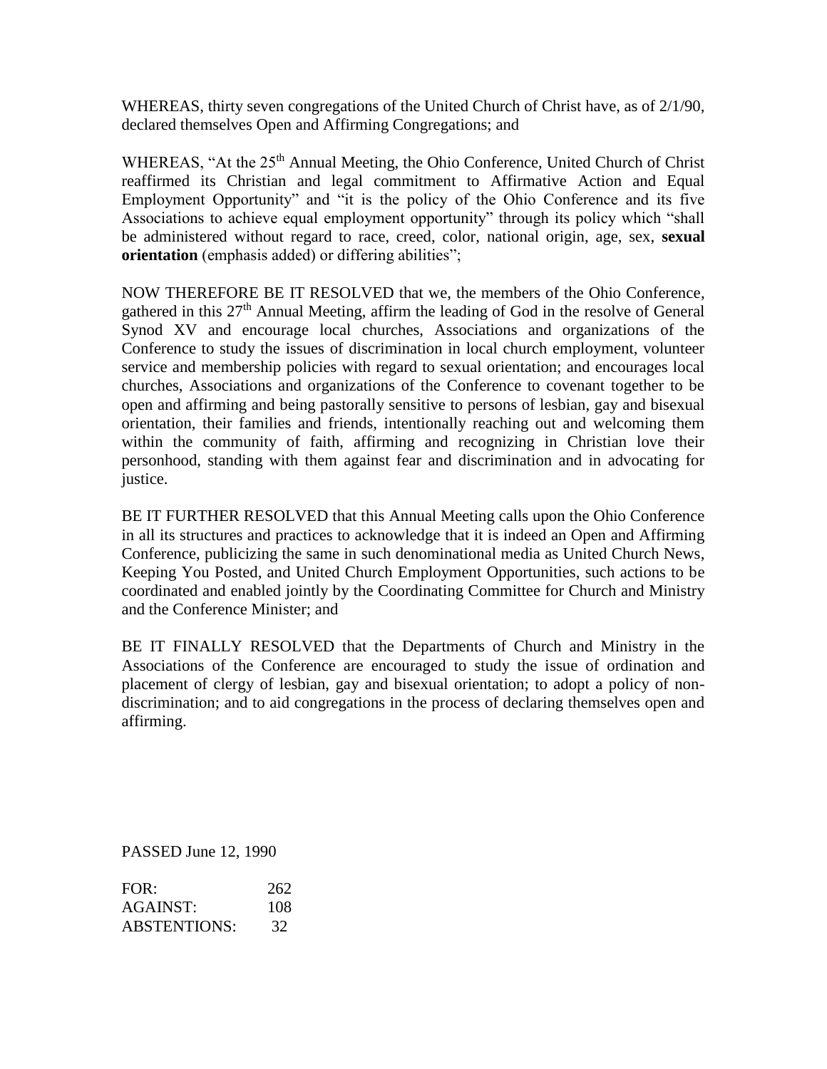WHEREAS, thirty seven congregations of the United Church of Christ have, as of 2/1/90, declared themselves Open and Affirming Congregations; and

WHEREAS, "At the 25th Annual Meeting, the Ohio Conference, United Church of Christ reaffirmed its Christian and legal commitment to Affirmative Action and Equal Employment Opportunity" and "it is the policy of the Ohio Conference and its five Associations to achieve equal employment opportunity" through its policy which "shall be administered without regard to race, creed, color, national origin, age, sex, **sexual orientation** (emphasis added) or differing abilities";

NOW THEREFORE BE IT RESOLVED that we, the members of the Ohio Conference, gathered in this 27th Annual Meeting, affirm the leading of God in the resolve of General Synod XV and encourage local churches, Associations and organizations of the Conference to study the issues of discrimination in local church employment, volunteer service and membership policies with regard to sexual orientation; and encourages local churches, Associations and organizations of the Conference to covenant together to be open and affirming and being pastorally sensitive to persons of lesbian, gay and bisexual orientation, their families and friends, intentionally reaching out and welcoming them within the community of faith, affirming and recognizing in Christian love their personhood, standing with them against fear and discrimination and in advocating for justice.

BE IT FURTHER RESOLVED that this Annual Meeting calls upon the Ohio Conference in all its structures and practices to acknowledge that it is indeed an Open and Affirming Conference, publicizing the same in such denominational media as United Church News, Keeping You Posted, and United Church Employment Opportunities, such actions to be coordinated and enabled jointly by the Coordinating Committee for Church and Ministry and the Conference Minister; and

BE IT FINALLY RESOLVED that the Departments of Church and Ministry in the Associations of the Conference are encouraged to study the issue of ordination and placement of clergy of lesbian, gay and bisexual orientation; to adopt a policy of non-discrimination; and to aid congregations in the process of declaring themselves open and affirming.

PASSED June 12, 1990

| | |
|---|---|
| FOR: | 262 |
| AGAINST: | 108 |
| ABSTENTIONS: | 32 |